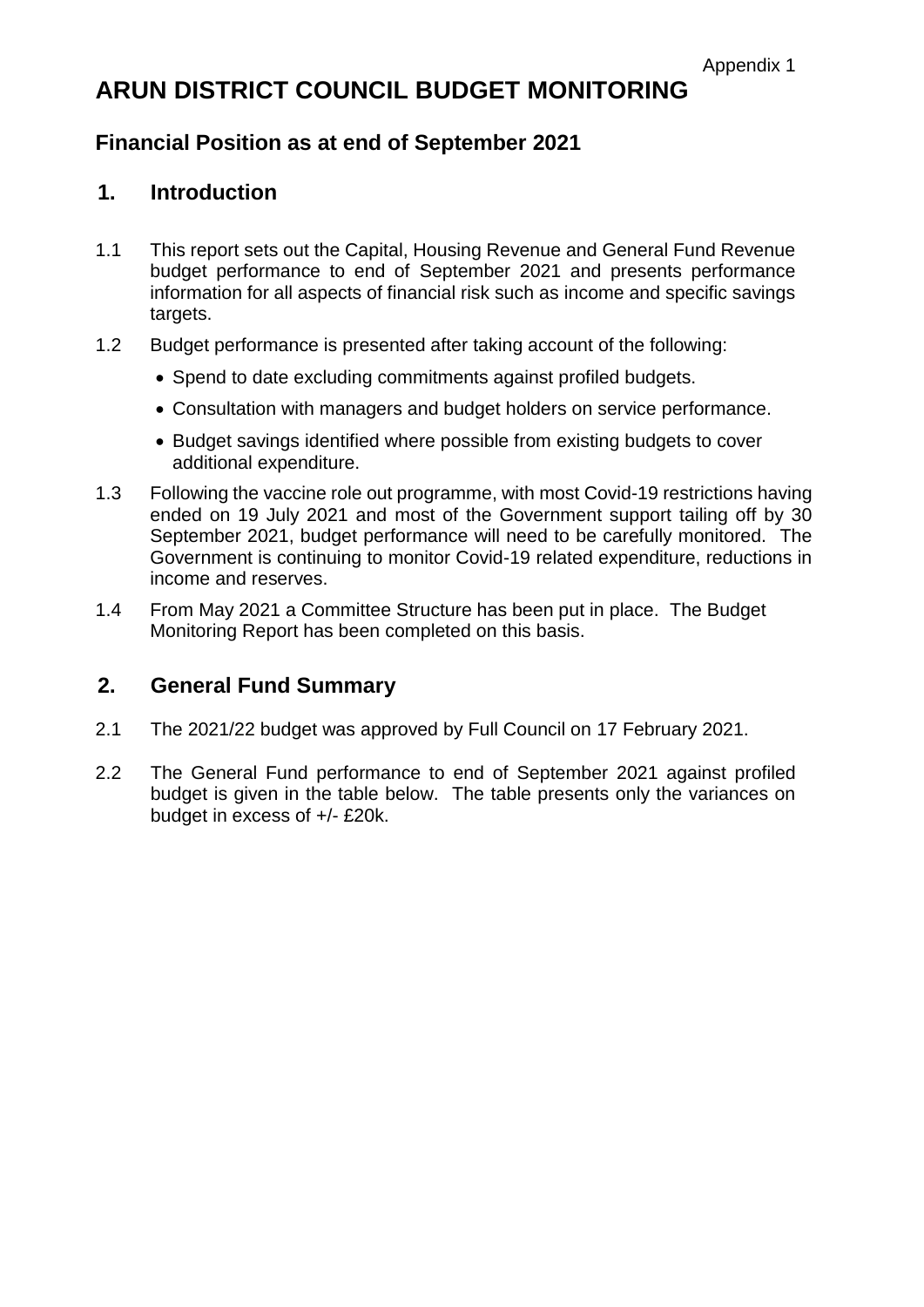Appendix 1

# ARUN DISTRICT COUNCIL BUDGET MONITORING

## Financial Position as at end of September 2021

## 1. Introduction

1.1 This report sets out the Capital, Housing Revenue and General Fund Revenue budget performance to end of September 2021 and presents performance information for all aspects of financial risk such as income and specific savings targets.

1.2 Budget performance is presented after taking account of the following:

- Spend to date excluding commitments against profiled budgets.
- Consultation with managers and budget holders on service performance.
- Budget savings identified where possible from existing budgets to cover additional expenditure.

1.3 Following the vaccine role out programme, with most Covid-19 restrictions having ended on 19 July 2021 and most of the Government support tailing off by 30 September 2021, budget performance will need to be carefully monitored. The Government is continuing to monitor Covid-19 related expenditure, reductions in income and reserves.

1.4 From May 2021 a Committee Structure has been put in place. The Budget Monitoring Report has been completed on this basis.

## 2. General Fund Summary

2.1 The 2021/22 budget was approved by Full Council on 17 February 2021.

2.2 The General Fund performance to end of September 2021 against profiled budget is given in the table below. The table presents only the variances on budget in excess of +/- £20k.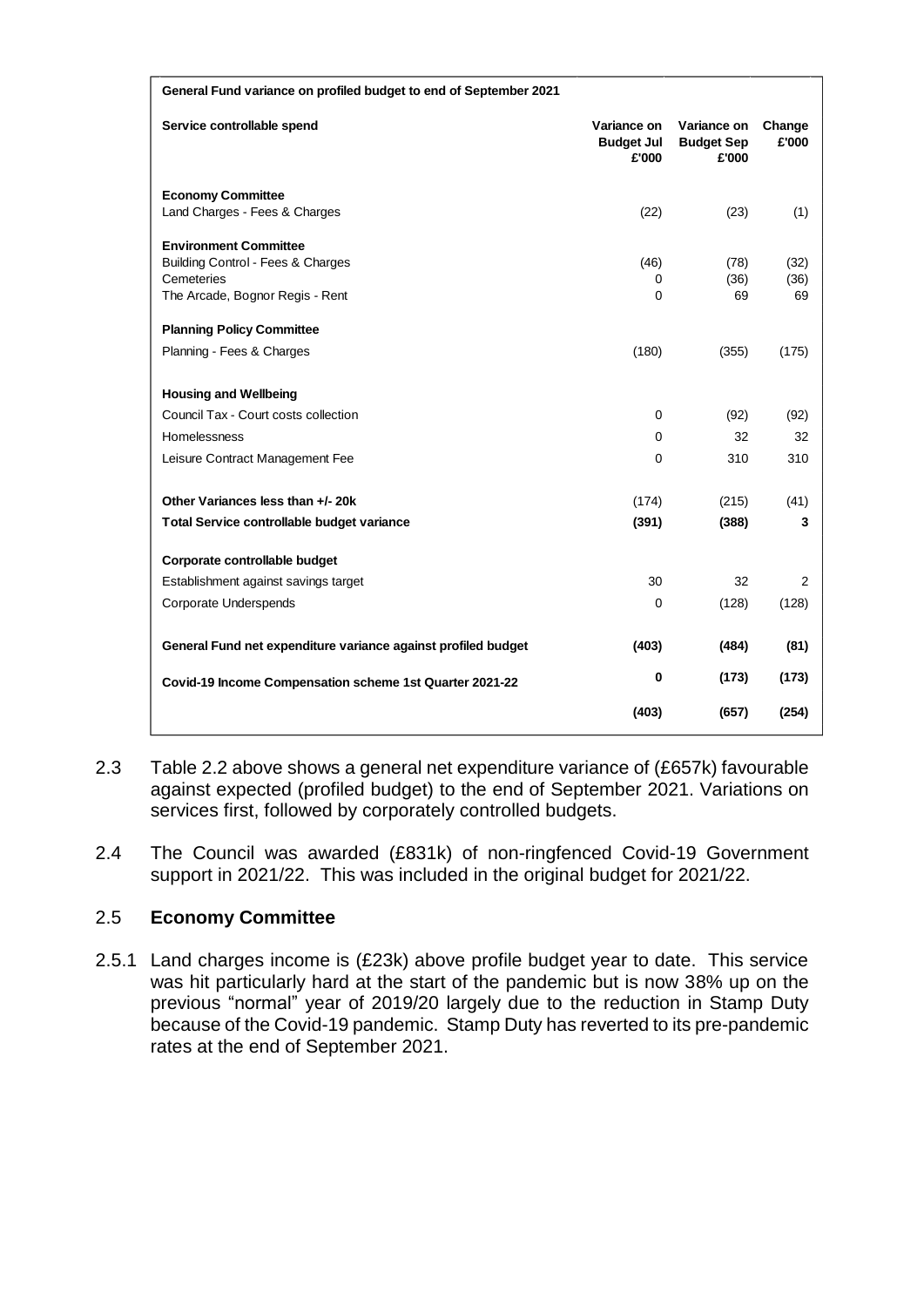| General Fund variance on profiled budget to end of September 2021 | | | |
|---|---|---|---|
| **Service controllable spend** | **Variance on Budget Jul £'000** | **Variance on Budget Sep £'000** | **Change £'000** |
| **Economy Committee** | | | |
| Land Charges - Fees & Charges | (22) | (23) | (1) |
| **Environment Committee** | | | |
| Building Control - Fees & Charges | (46) | (78) | (32) |
| Cemeteries | 0 | (36) | (36) |
| The Arcade, Bognor Regis - Rent | 0 | 69 | 69 |
| **Planning Policy Committee** | | | |
| Planning - Fees & Charges | (180) | (355) | (175) |
| **Housing and Wellbeing** | | | |
| Council Tax - Court costs collection | 0 | (92) | (92) |
| Homelessness | 0 | 32 | 32 |
| Leisure Contract Management Fee | 0 | 310 | 310 |
| **Other Variances less than +/- 20k** | (174) | (215) | (41) |
| **Total Service controllable budget variance** | **(391)** | **(388)** | **3** |
| **Corporate controllable budget** | | | |
| Establishment against savings target | 30 | 32 | 2 |
| Corporate Underspends | 0 | (128) | (128) |
| **General Fund net expenditure variance against profiled budget** | **(403)** | **(484)** | **(81)** |
| **Covid-19 Income Compensation scheme 1st Quarter 2021-22** | **0** | **(173)** | **(173)** |
| | **(403)** | **(657)** | **(254)** |

2.3 Table 2.2 above shows a general net expenditure variance of (£657k) favourable against expected (profiled budget) to the end of September 2021. Variations on services first, followed by corporately controlled budgets.

2.4 The Council was awarded (£831k) of non-ringfenced Covid-19 Government support in 2021/22. This was included in the original budget for 2021/22.

## 2.5 Economy Committee

2.5.1 Land charges income is (£23k) above profile budget year to date. This service was hit particularly hard at the start of the pandemic but is now 38% up on the previous "normal" year of 2019/20 largely due to the reduction in Stamp Duty because of the Covid-19 pandemic. Stamp Duty has reverted to its pre-pandemic rates at the end of September 2021.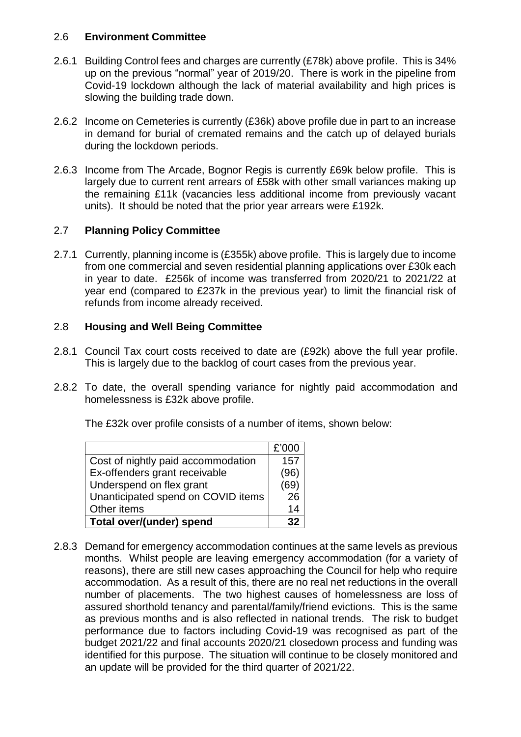## 2.6 Environment Committee

2.6.1 Building Control fees and charges are currently (£78k) above profile. This is 34% up on the previous "normal" year of 2019/20. There is work in the pipeline from Covid-19 lockdown although the lack of material availability and high prices is slowing the building trade down.

2.6.2 Income on Cemeteries is currently (£36k) above profile due in part to an increase in demand for burial of cremated remains and the catch up of delayed burials during the lockdown periods.

2.6.3 Income from The Arcade, Bognor Regis is currently £69k below profile. This is largely due to current rent arrears of £58k with other small variances making up the remaining £11k (vacancies less additional income from previously vacant units). It should be noted that the prior year arrears were £192k.

## 2.7 Planning Policy Committee

2.7.1 Currently, planning income is (£355k) above profile. This is largely due to income from one commercial and seven residential planning applications over £30k each in year to date. £256k of income was transferred from 2020/21 to 2021/22 at year end (compared to £237k in the previous year) to limit the financial risk of refunds from income already received.

## 2.8 Housing and Well Being Committee

2.8.1 Council Tax court costs received to date are (£92k) above the full year profile. This is largely due to the backlog of court cases from the previous year.

2.8.2 To date, the overall spending variance for nightly paid accommodation and homelessness is £32k above profile.

The £32k over profile consists of a number of items, shown below:

| | £'000 |
|---|---|
| Cost of nightly paid accommodation | 157 |
| Ex-offenders grant receivable | (96) |
| Underspend on flex grant | (69) |
| Unanticipated spend on COVID items | 26 |
| Other items | 14 |
| **Total over/(under) spend** | **32** |

2.8.3 Demand for emergency accommodation continues at the same levels as previous months. Whilst people are leaving emergency accommodation (for a variety of reasons), there are still new cases approaching the Council for help who require accommodation. As a result of this, there are no real net reductions in the overall number of placements. The two highest causes of homelessness are loss of assured shorthold tenancy and parental/family/friend evictions. This is the same as previous months and is also reflected in national trends. The risk to budget performance due to factors including Covid-19 was recognised as part of the budget 2021/22 and final accounts 2020/21 closedown process and funding was identified for this purpose. The situation will continue to be closely monitored and an update will be provided for the third quarter of 2021/22.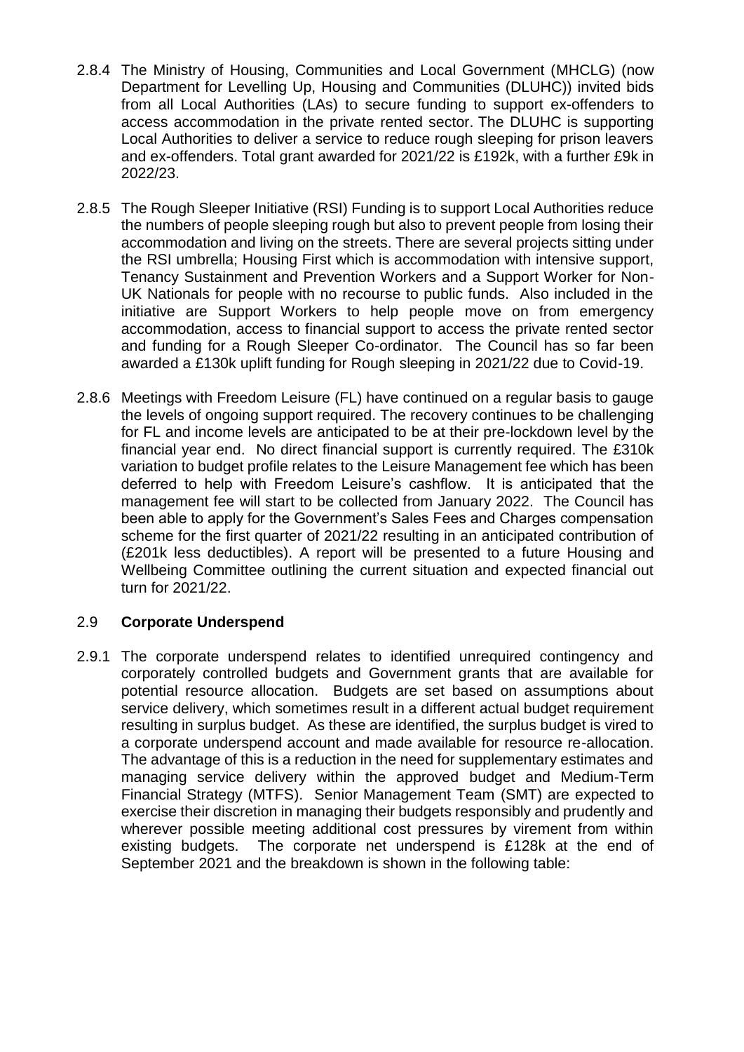2.8.4 The Ministry of Housing, Communities and Local Government (MHCLG) (now Department for Levelling Up, Housing and Communities (DLUHC)) invited bids from all Local Authorities (LAs) to secure funding to support ex-offenders to access accommodation in the private rented sector. The DLUHC is supporting Local Authorities to deliver a service to reduce rough sleeping for prison leavers and ex-offenders. Total grant awarded for 2021/22 is £192k, with a further £9k in 2022/23.

2.8.5 The Rough Sleeper Initiative (RSI) Funding is to support Local Authorities reduce the numbers of people sleeping rough but also to prevent people from losing their accommodation and living on the streets. There are several projects sitting under the RSI umbrella; Housing First which is accommodation with intensive support, Tenancy Sustainment and Prevention Workers and a Support Worker for Non-UK Nationals for people with no recourse to public funds. Also included in the initiative are Support Workers to help people move on from emergency accommodation, access to financial support to access the private rented sector and funding for a Rough Sleeper Co-ordinator. The Council has so far been awarded a £130k uplift funding for Rough sleeping in 2021/22 due to Covid-19.

2.8.6 Meetings with Freedom Leisure (FL) have continued on a regular basis to gauge the levels of ongoing support required. The recovery continues to be challenging for FL and income levels are anticipated to be at their pre-lockdown level by the financial year end. No direct financial support is currently required. The £310k variation to budget profile relates to the Leisure Management fee which has been deferred to help with Freedom Leisure's cashflow. It is anticipated that the management fee will start to be collected from January 2022. The Council has been able to apply for the Government's Sales Fees and Charges compensation scheme for the first quarter of 2021/22 resulting in an anticipated contribution of (£201k less deductibles). A report will be presented to a future Housing and Wellbeing Committee outlining the current situation and expected financial out turn for 2021/22.

## 2.9 Corporate Underspend

2.9.1 The corporate underspend relates to identified unrequired contingency and corporately controlled budgets and Government grants that are available for potential resource allocation. Budgets are set based on assumptions about service delivery, which sometimes result in a different actual budget requirement resulting in surplus budget. As these are identified, the surplus budget is vired to a corporate underspend account and made available for resource re-allocation. The advantage of this is a reduction in the need for supplementary estimates and managing service delivery within the approved budget and Medium-Term Financial Strategy (MTFS). Senior Management Team (SMT) are expected to exercise their discretion in managing their budgets responsibly and prudently and wherever possible meeting additional cost pressures by virement from within existing budgets. The corporate net underspend is £128k at the end of September 2021 and the breakdown is shown in the following table: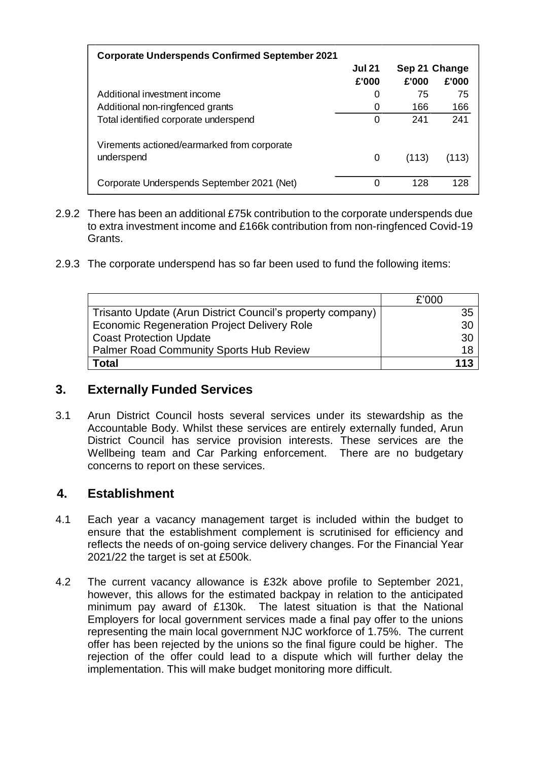| Corporate Underspends Confirmed September 2021 | Jul 21 £'000 | Sep 21 £'000 | Change £'000 |
|---|---|---|---|
| Additional investment income | 0 | 75 | 75 |
| Additional non-ringfenced grants | 0 | 166 | 166 |
| Total identified corporate underspend | 0 | 241 | 241 |
| Virements actioned/earmarked from corporate underspend | 0 | (113) | (113) |
| Corporate Underspends September 2021 (Net) | 0 | 128 | 128 |

2.9.2 There has been an additional £75k contribution to the corporate underspends due to extra investment income and £166k contribution from non-ringfenced Covid-19 Grants.

2.9.3 The corporate underspend has so far been used to fund the following items:

| | £'000 |
|---|---|
| Trisanto Update (Arun District Council's property company) | 35 |
| Economic Regeneration Project Delivery Role | 30 |
| Coast Protection Update | 30 |
| Palmer Road Community Sports Hub Review | 18 |
| **Total** | **113** |

## 3. Externally Funded Services

3.1 Arun District Council hosts several services under its stewardship as the Accountable Body. Whilst these services are entirely externally funded, Arun District Council has service provision interests. These services are the Wellbeing team and Car Parking enforcement. There are no budgetary concerns to report on these services.

## 4. Establishment

4.1 Each year a vacancy management target is included within the budget to ensure that the establishment complement is scrutinised for efficiency and reflects the needs of on-going service delivery changes. For the Financial Year 2021/22 the target is set at £500k.

4.2 The current vacancy allowance is £32k above profile to September 2021, however, this allows for the estimated backpay in relation to the anticipated minimum pay award of £130k. The latest situation is that the National Employers for local government services made a final pay offer to the unions representing the main local government NJC workforce of 1.75%. The current offer has been rejected by the unions so the final figure could be higher. The rejection of the offer could lead to a dispute which will further delay the implementation. This will make budget monitoring more difficult.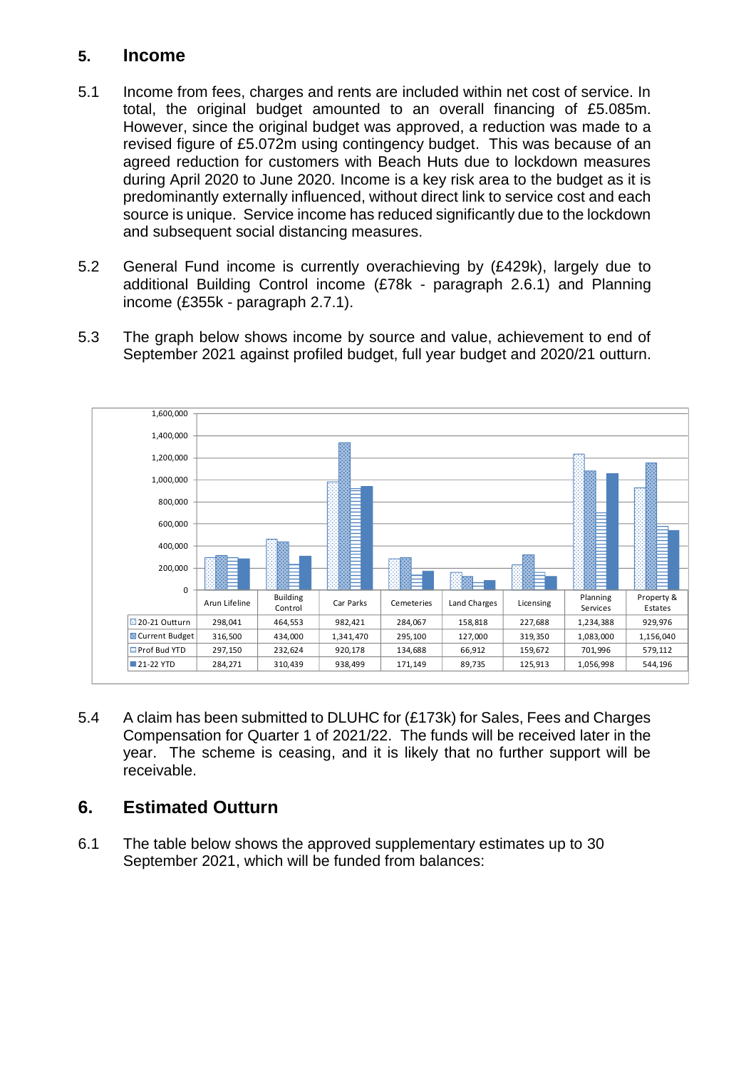## 5. Income

5.1 Income from fees, charges and rents are included within net cost of service. In total, the original budget amounted to an overall financing of £5.085m. However, since the original budget was approved, a reduction was made to a revised figure of £5.072m using contingency budget. This was because of an agreed reduction for customers with Beach Huts due to lockdown measures during April 2020 to June 2020. Income is a key risk area to the budget as it is predominantly externally influenced, without direct link to service cost and each source is unique. Service income has reduced significantly due to the lockdown and subsequent social distancing measures.

5.2 General Fund income is currently overachieving by (£429k), largely due to additional Building Control income (£78k - paragraph 2.6.1) and Planning income (£355k - paragraph 2.7.1).

5.3 The graph below shows income by source and value, achievement to end of September 2021 against profiled budget, full year budget and 2020/21 outturn.

| | Arun Lifeline | Building Control | Car Parks | Cemeteries | Land Charges | Licensing | Planning Services | Property & Estates |
|---|---|---|---|---|---|---|---|---|
| 20-21 Outturn | 298,041 | 464,553 | 982,421 | 284,067 | 158,818 | 227,688 | 1,234,388 | 929,976 |
| Current Budget | 316,500 | 434,000 | 1,341,470 | 295,100 | 127,000 | 319,350 | 1,083,000 | 1,156,040 |
| Prof Bud YTD | 297,150 | 232,624 | 920,178 | 134,688 | 66,912 | 159,672 | 701,996 | 579,112 |
| 21-22 YTD | 284,271 | 310,439 | 938,499 | 171,149 | 89,735 | 125,913 | 1,056,998 | 544,196 |

5.4 A claim has been submitted to DLUHC for (£173k) for Sales, Fees and Charges Compensation for Quarter 1 of 2021/22. The funds will be received later in the year. The scheme is ceasing, and it is likely that no further support will be receivable.

## 6. Estimated Outturn

6.1 The table below shows the approved supplementary estimates up to 30 September 2021, which will be funded from balances: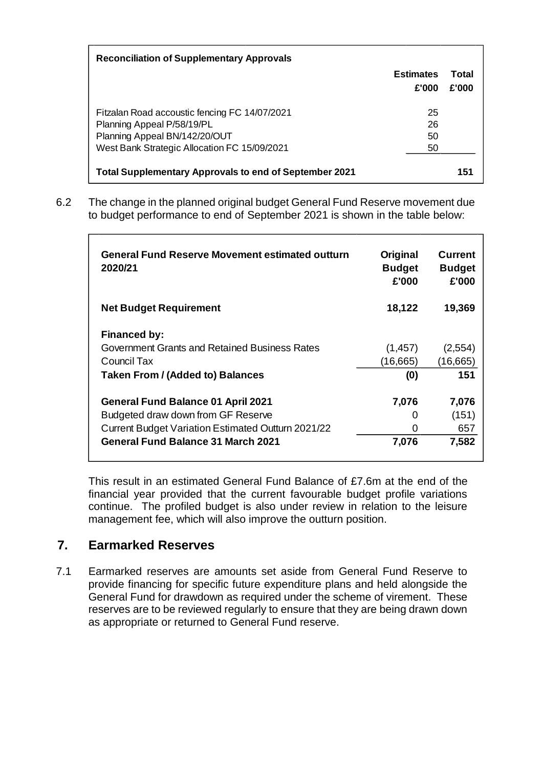| Reconciliation of Supplementary Approvals | Estimates £'000 | Total £'000 |
|---|---|---|
| Fitzalan Road accoustic fencing FC 14/07/2021 | 25 | |
| Planning Appeal P/58/19/PL | 26 | |
| Planning Appeal BN/142/20/OUT | 50 | |
| West Bank Strategic Allocation FC 15/09/2021 | 50 | |
| **Total Supplementary Approvals to end of September 2021** | | **151** |

6.2 The change in the planned original budget General Fund Reserve movement due to budget performance to end of September 2021 is shown in the table below:

| General Fund Reserve Movement estimated outturn 2020/21 | Original Budget £'000 | Current Budget £'000 |
|---|---|---|
| **Net Budget Requirement** | **18,122** | **19,369** |
| **Financed by:** | | |
| Government Grants and Retained Business Rates | (1,457) | (2,554) |
| Council Tax | (16,665) | (16,665) |
| **Taken From / (Added to) Balances** | **(0)** | **151** |
| **General Fund Balance 01 April 2021** | **7,076** | **7,076** |
| Budgeted draw down from GF Reserve | 0 | (151) |
| Current Budget Variation Estimated Outturn 2021/22 | 0 | 657 |
| **General Fund Balance 31 March 2021** | **7,076** | **7,582** |

This result in an estimated General Fund Balance of £7.6m at the end of the financial year provided that the current favourable budget profile variations continue. The profiled budget is also under review in relation to the leisure management fee, which will also improve the outturn position.

## 7. Earmarked Reserves

7.1 Earmarked reserves are amounts set aside from General Fund Reserve to provide financing for specific future expenditure plans and held alongside the General Fund for drawdown as required under the scheme of virement. These reserves are to be reviewed regularly to ensure that they are being drawn down as appropriate or returned to General Fund reserve.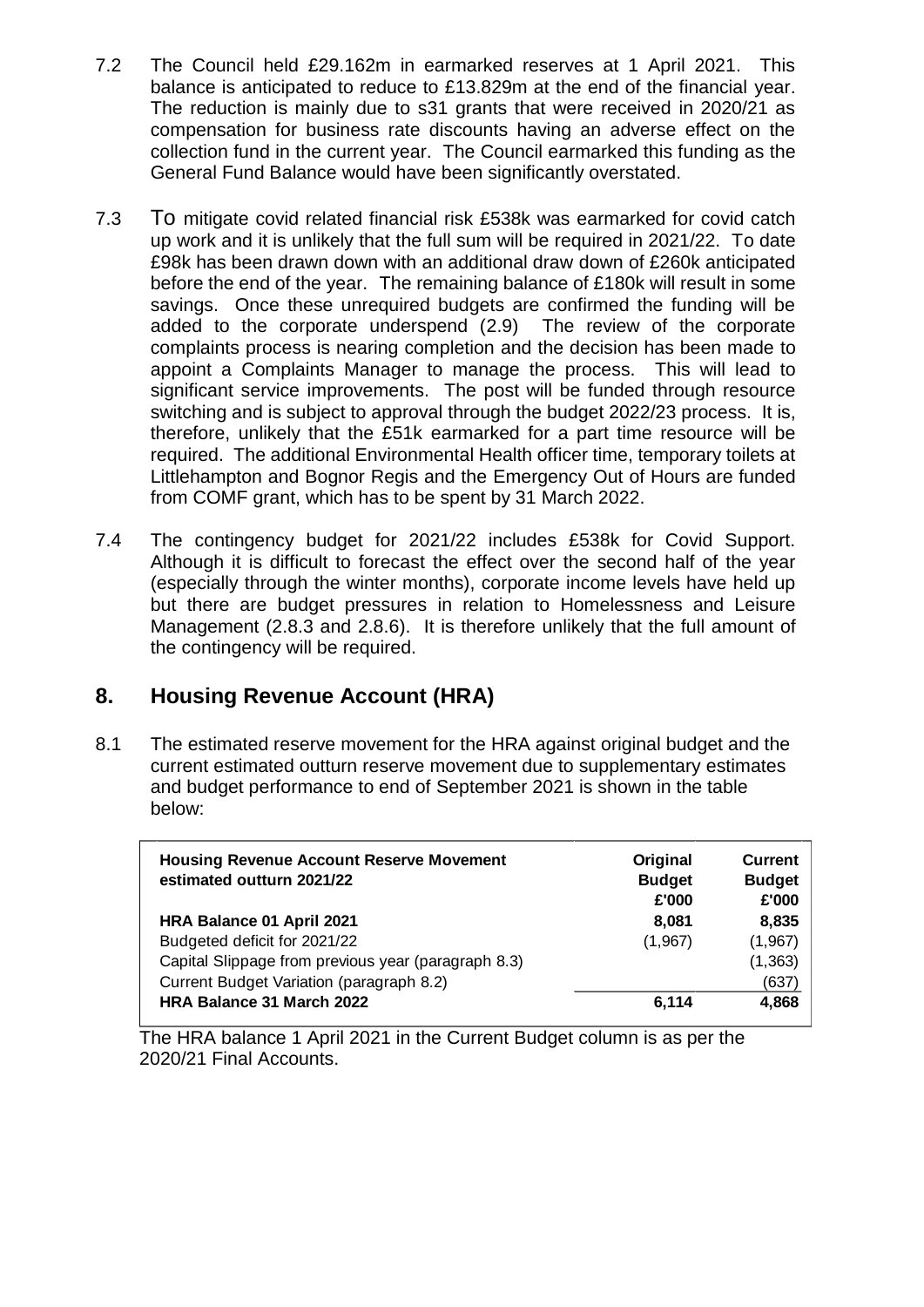7.2 The Council held £29.162m in earmarked reserves at 1 April 2021. This balance is anticipated to reduce to £13.829m at the end of the financial year. The reduction is mainly due to s31 grants that were received in 2020/21 as compensation for business rate discounts having an adverse effect on the collection fund in the current year. The Council earmarked this funding as the General Fund Balance would have been significantly overstated.

7.3 To mitigate covid related financial risk £538k was earmarked for covid catch up work and it is unlikely that the full sum will be required in 2021/22. To date £98k has been drawn down with an additional draw down of £260k anticipated before the end of the year. The remaining balance of £180k will result in some savings. Once these unrequired budgets are confirmed the funding will be added to the corporate underspend (2.9) The review of the corporate complaints process is nearing completion and the decision has been made to appoint a Complaints Manager to manage the process. This will lead to significant service improvements. The post will be funded through resource switching and is subject to approval through the budget 2022/23 process. It is, therefore, unlikely that the £51k earmarked for a part time resource will be required. The additional Environmental Health officer time, temporary toilets at Littlehampton and Bognor Regis and the Emergency Out of Hours are funded from COMF grant, which has to be spent by 31 March 2022.

7.4 The contingency budget for 2021/22 includes £538k for Covid Support. Although it is difficult to forecast the effect over the second half of the year (especially through the winter months), corporate income levels have held up but there are budget pressures in relation to Homelessness and Leisure Management (2.8.3 and 2.8.6). It is therefore unlikely that the full amount of the contingency will be required.

## 8. Housing Revenue Account (HRA)

8.1 The estimated reserve movement for the HRA against original budget and the current estimated outturn reserve movement due to supplementary estimates and budget performance to end of September 2021 is shown in the table below:

| Housing Revenue Account Reserve Movement estimated outturn 2021/22 | Original Budget £'000 | Current Budget £'000 |
|---|---|---|
| **HRA Balance 01 April 2021** | **8,081** | **8,835** |
| Budgeted deficit for 2021/22 | (1,967) | (1,967) |
| Capital Slippage from previous year (paragraph 8.3) | | (1,363) |
| Current Budget Variation (paragraph 8.2) | | (637) |
| **HRA Balance 31 March 2022** | **6,114** | **4,868** |

The HRA balance 1 April 2021 in the Current Budget column is as per the 2020/21 Final Accounts.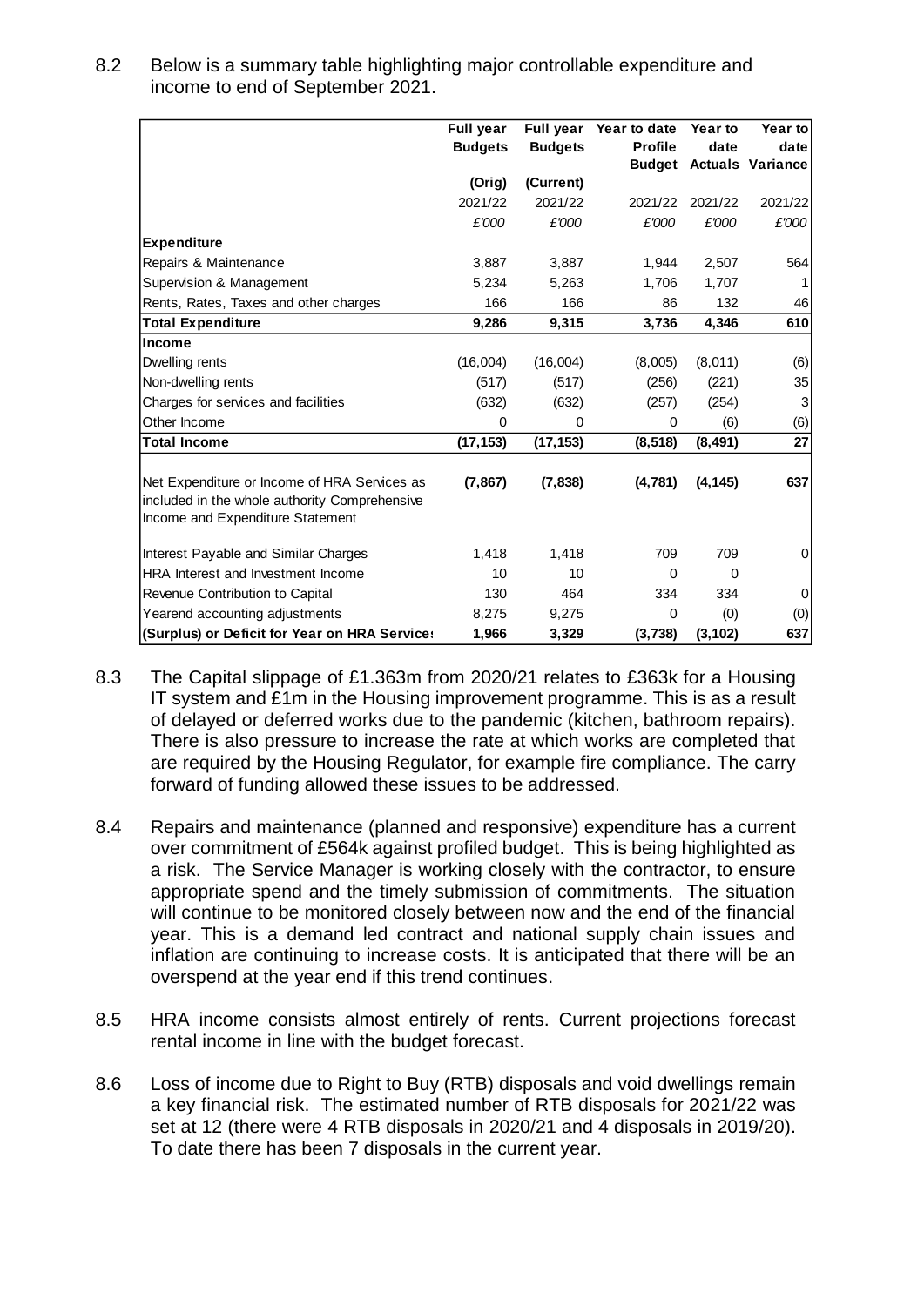8.2 Below is a summary table highlighting major controllable expenditure and income to end of September 2021.

| | Full year Budgets | Full year Budgets | Year to date Profile Budget | Year to date Actuals | Year to date Variance |
|---|---|---|---|---|---|
| | (Orig) | (Current) | | | |
| | 2021/22 | 2021/22 | 2021/22 | 2021/22 | 2021/22 |
| | £'000 | £'000 | £'000 | £'000 | £'000 |
| **Expenditure** | | | | | |
| Repairs & Maintenance | 3,887 | 3,887 | 1,944 | 2,507 | 564 |
| Supervision & Management | 5,234 | 5,263 | 1,706 | 1,707 | 1 |
| Rents, Rates, Taxes and other charges | 166 | 166 | 86 | 132 | 46 |
| **Total Expenditure** | **9,286** | **9,315** | **3,736** | **4,346** | **610** |
| **Income** | | | | | |
| Dwelling rents | (16,004) | (16,004) | (8,005) | (8,011) | (6) |
| Non-dwelling rents | (517) | (517) | (256) | (221) | 35 |
| Charges for services and facilities | (632) | (632) | (257) | (254) | 3 |
| Other Income | 0 | 0 | 0 | (6) | (6) |
| **Total Income** | **(17,153)** | **(17,153)** | **(8,518)** | **(8,491)** | **27** |
| Net Expenditure or Income of HRA Services as included in the whole authority Comprehensive Income and Expenditure Statement | **(7,867)** | **(7,838)** | **(4,781)** | **(4,145)** | **637** |
| Interest Payable and Similar Charges | 1,418 | 1,418 | 709 | 709 | 0 |
| HRA Interest and Investment Income | 10 | 10 | 0 | 0 | |
| Revenue Contribution to Capital | 130 | 464 | 334 | 334 | 0 |
| Yearend accounting adjustments | 8,275 | 9,275 | 0 | (0) | (0) |
| **(Surplus) or Deficit for Year on HRA Services** | **1,966** | **3,329** | **(3,738)** | **(3,102)** | **637** |

8.3 The Capital slippage of £1.363m from 2020/21 relates to £363k for a Housing IT system and £1m in the Housing improvement programme. This is as a result of delayed or deferred works due to the pandemic (kitchen, bathroom repairs). There is also pressure to increase the rate at which works are completed that are required by the Housing Regulator, for example fire compliance. The carry forward of funding allowed these issues to be addressed.

8.4 Repairs and maintenance (planned and responsive) expenditure has a current over commitment of £564k against profiled budget. This is being highlighted as a risk. The Service Manager is working closely with the contractor, to ensure appropriate spend and the timely submission of commitments. The situation will continue to be monitored closely between now and the end of the financial year. This is a demand led contract and national supply chain issues and inflation are continuing to increase costs. It is anticipated that there will be an overspend at the year end if this trend continues.

8.5 HRA income consists almost entirely of rents. Current projections forecast rental income in line with the budget forecast.

8.6 Loss of income due to Right to Buy (RTB) disposals and void dwellings remain a key financial risk. The estimated number of RTB disposals for 2021/22 was set at 12 (there were 4 RTB disposals in 2020/21 and 4 disposals in 2019/20). To date there has been 7 disposals in the current year.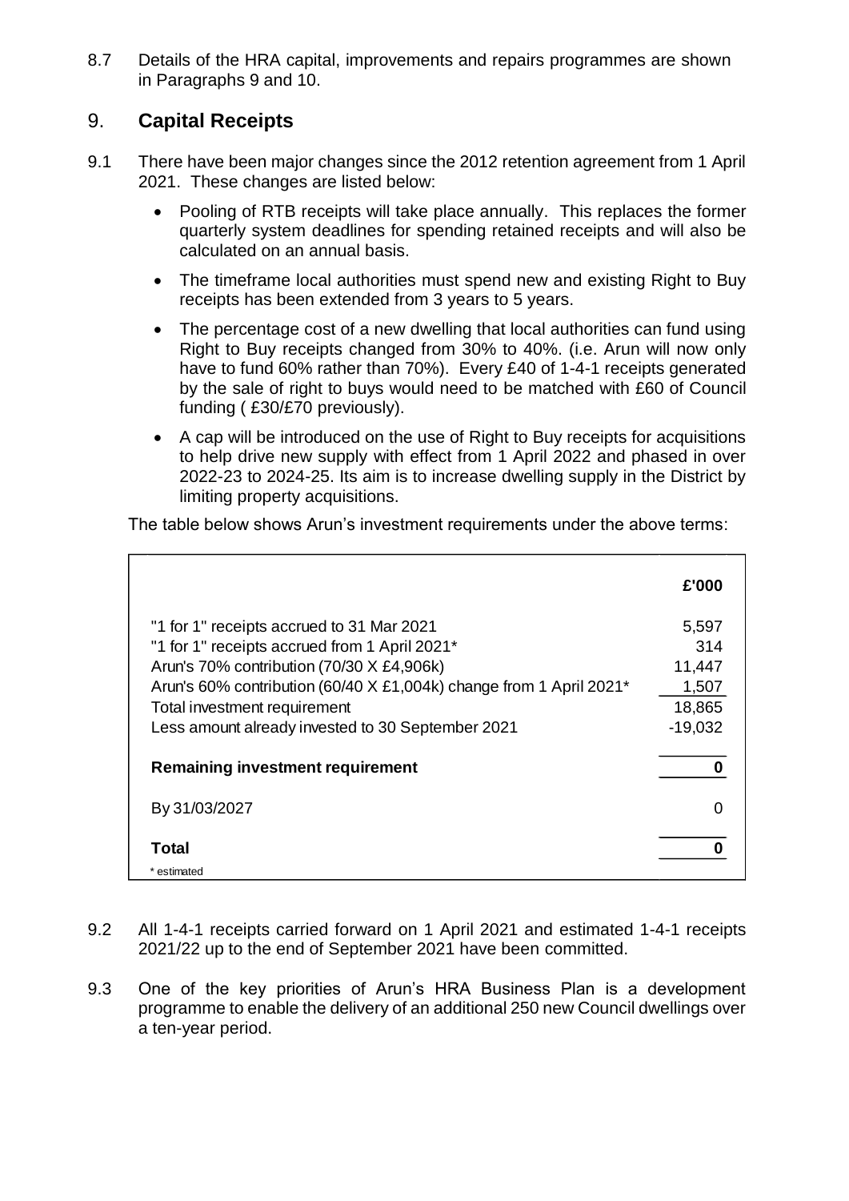8.7 Details of the HRA capital, improvements and repairs programmes are shown in Paragraphs 9 and 10.

## 9. **Capital Receipts**

9.1 There have been major changes since the 2012 retention agreement from 1 April 2021. These changes are listed below:

- Pooling of RTB receipts will take place annually. This replaces the former quarterly system deadlines for spending retained receipts and will also be calculated on an annual basis.
- The timeframe local authorities must spend new and existing Right to Buy receipts has been extended from 3 years to 5 years.
- The percentage cost of a new dwelling that local authorities can fund using Right to Buy receipts changed from 30% to 40%. (i.e. Arun will now only have to fund 60% rather than 70%). Every £40 of 1-4-1 receipts generated by the sale of right to buys would need to be matched with £60 of Council funding ( £30/£70 previously).
- A cap will be introduced on the use of Right to Buy receipts for acquisitions to help drive new supply with effect from 1 April 2022 and phased in over 2022-23 to 2024-25. Its aim is to increase dwelling supply in the District by limiting property acquisitions.

The table below shows Arun's investment requirements under the above terms:

| | £'000 |
|---|---|
| "1 for 1" receipts accrued to 31 Mar 2021 | 5,597 |
| "1 for 1" receipts accrued from 1 April 2021* | 314 |
| Arun's 70% contribution (70/30 X £4,906k) | 11,447 |
| Arun's 60% contribution (60/40 X £1,004k) change from 1 April 2021* | 1,507 |
| Total investment requirement | 18,865 |
| Less amount already invested to 30 September 2021 | -19,032 |
| **Remaining investment requirement** | **0** |
| By 31/03/2027 | 0 |
| **Total** | **0** |
| * estimated | |

9.2 All 1-4-1 receipts carried forward on 1 April 2021 and estimated 1-4-1 receipts 2021/22 up to the end of September 2021 have been committed.

9.3 One of the key priorities of Arun's HRA Business Plan is a development programme to enable the delivery of an additional 250 new Council dwellings over a ten-year period.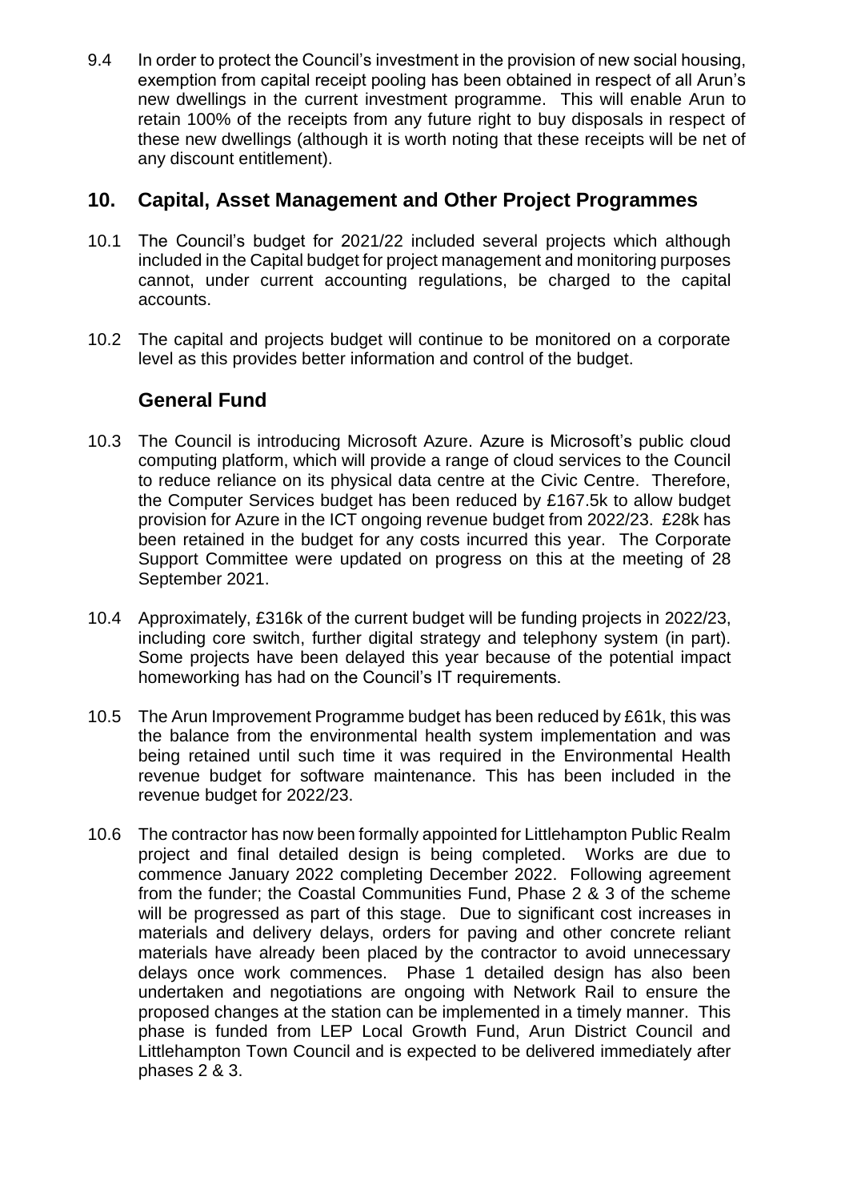9.4 In order to protect the Council's investment in the provision of new social housing, exemption from capital receipt pooling has been obtained in respect of all Arun's new dwellings in the current investment programme. This will enable Arun to retain 100% of the receipts from any future right to buy disposals in respect of these new dwellings (although it is worth noting that these receipts will be net of any discount entitlement).

## 10. Capital, Asset Management and Other Project Programmes

10.1 The Council's budget for 2021/22 included several projects which although included in the Capital budget for project management and monitoring purposes cannot, under current accounting regulations, be charged to the capital accounts.

10.2 The capital and projects budget will continue to be monitored on a corporate level as this provides better information and control of the budget.

### General Fund

10.3 The Council is introducing Microsoft Azure. Azure is Microsoft's public cloud computing platform, which will provide a range of cloud services to the Council to reduce reliance on its physical data centre at the Civic Centre. Therefore, the Computer Services budget has been reduced by £167.5k to allow budget provision for Azure in the ICT ongoing revenue budget from 2022/23. £28k has been retained in the budget for any costs incurred this year. The Corporate Support Committee were updated on progress on this at the meeting of 28 September 2021.

10.4 Approximately, £316k of the current budget will be funding projects in 2022/23, including core switch, further digital strategy and telephony system (in part). Some projects have been delayed this year because of the potential impact homeworking has had on the Council's IT requirements.

10.5 The Arun Improvement Programme budget has been reduced by £61k, this was the balance from the environmental health system implementation and was being retained until such time it was required in the Environmental Health revenue budget for software maintenance. This has been included in the revenue budget for 2022/23.

10.6 The contractor has now been formally appointed for Littlehampton Public Realm project and final detailed design is being completed. Works are due to commence January 2022 completing December 2022. Following agreement from the funder; the Coastal Communities Fund, Phase 2 & 3 of the scheme will be progressed as part of this stage. Due to significant cost increases in materials and delivery delays, orders for paving and other concrete reliant materials have already been placed by the contractor to avoid unnecessary delays once work commences. Phase 1 detailed design has also been undertaken and negotiations are ongoing with Network Rail to ensure the proposed changes at the station can be implemented in a timely manner. This phase is funded from LEP Local Growth Fund, Arun District Council and Littlehampton Town Council and is expected to be delivered immediately after phases 2 & 3.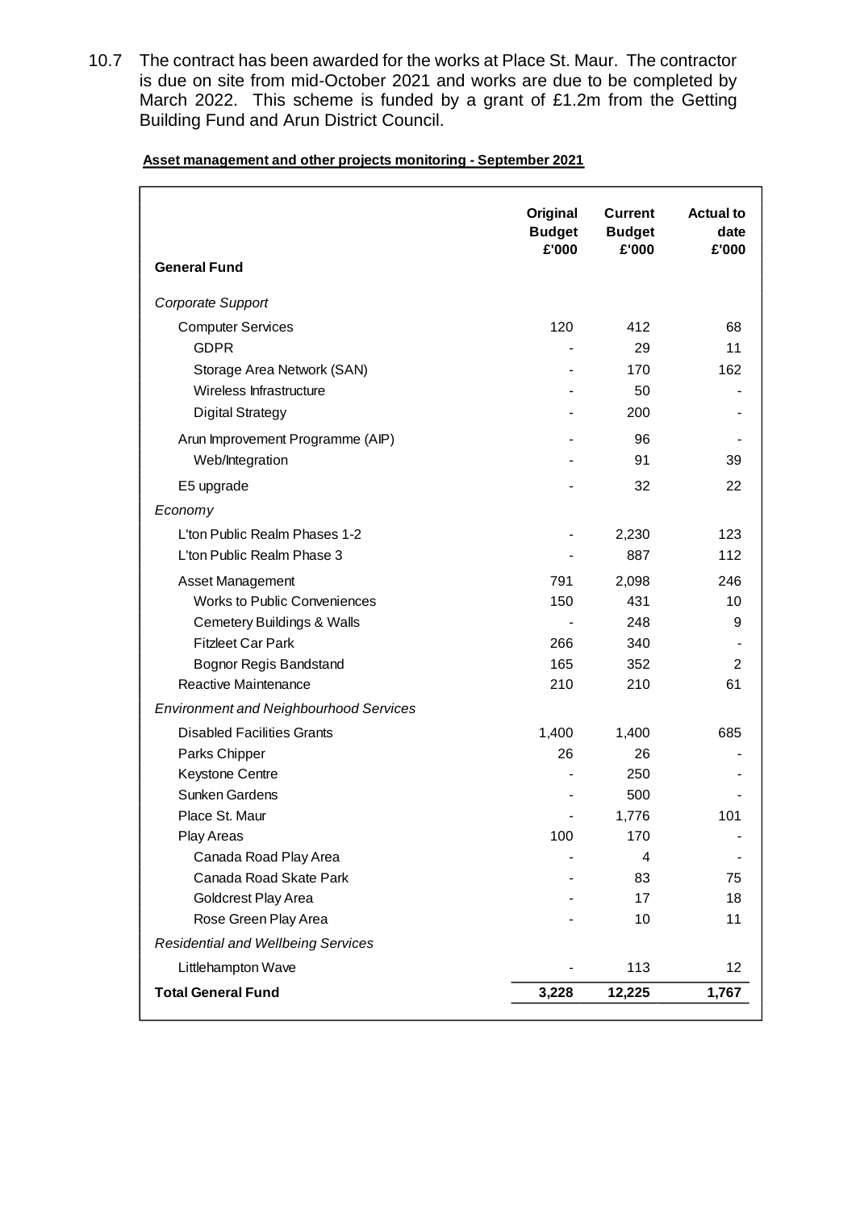10.7 The contract has been awarded for the works at Place St. Maur. The contractor is due on site from mid-October 2021 and works are due to be completed by March 2022. This scheme is funded by a grant of £1.2m from the Getting Building Fund and Arun District Council.

**Asset management and other projects monitoring - September 2021**

| **General Fund** | **Original Budget £'000** | **Current Budget £'000** | **Actual to date £'000** |
|---|---|---|---|
| *Corporate Support* | | | |
| Computer Services | 120 | 412 | 68 |
| GDPR | - | 29 | 11 |
| Storage Area Network (SAN) | - | 170 | 162 |
| Wireless Infrastructure | - | 50 | - |
| Digital Strategy | - | 200 | - |
| Arun Improvement Programme (AIP) | - | 96 | - |
| Web/Integration | - | 91 | 39 |
| E5 upgrade | - | 32 | 22 |
| *Economy* | | | |
| L'ton Public Realm Phases 1-2 | - | 2,230 | 123 |
| L'ton Public Realm Phase 3 | - | 887 | 112 |
| Asset Management | 791 | 2,098 | 246 |
| Works to Public Conveniences | 150 | 431 | 10 |
| Cemetery Buildings & Walls | - | 248 | 9 |
| Fitzleet Car Park | 266 | 340 | - |
| Bognor Regis Bandstand | 165 | 352 | 2 |
| Reactive Maintenance | 210 | 210 | 61 |
| *Environment and Neighbourhood Services* | | | |
| Disabled Facilities Grants | 1,400 | 1,400 | 685 |
| Parks Chipper | 26 | 26 | - |
| Keystone Centre | - | 250 | - |
| Sunken Gardens | - | 500 | - |
| Place St. Maur | - | 1,776 | 101 |
| Play Areas | 100 | 170 | - |
| Canada Road Play Area | - | 4 | - |
| Canada Road Skate Park | - | 83 | 75 |
| Goldcrest Play Area | - | 17 | 18 |
| Rose Green Play Area | - | 10 | 11 |
| *Residential and Wellbeing Services* | | | |
| Littlehampton Wave | - | 113 | 12 |
| **Total General Fund** | **3,228** | **12,225** | **1,767** |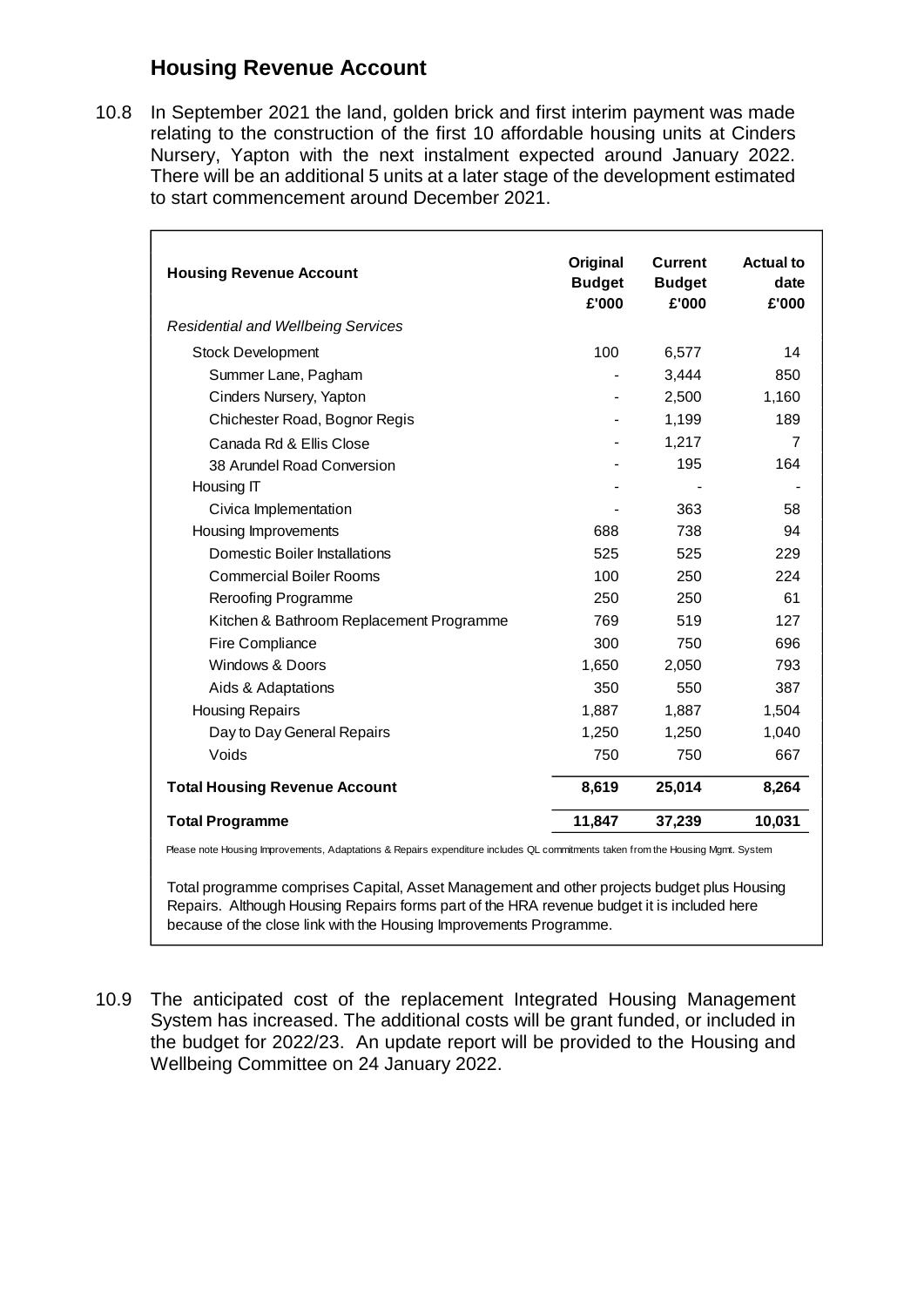## Housing Revenue Account

10.8 In September 2021 the land, golden brick and first interim payment was made relating to the construction of the first 10 affordable housing units at Cinders Nursery, Yapton with the next instalment expected around January 2022. There will be an additional 5 units at a later stage of the development estimated to start commencement around December 2021.

| Housing Revenue Account | Original Budget £'000 | Current Budget £'000 | Actual to date £'000 |
|---|---|---|---|
| *Residential and Wellbeing Services* | | | |
| Stock Development | 100 | 6,577 | 14 |
| Summer Lane, Pagham | - | 3,444 | 850 |
| Cinders Nursery, Yapton | - | 2,500 | 1,160 |
| Chichester Road, Bognor Regis | - | 1,199 | 189 |
| Canada Rd & Ellis Close | - | 1,217 | 7 |
| 38 Arundel Road Conversion | - | 195 | 164 |
| Housing IT | - | - | - |
| Civica Implementation | - | 363 | 58 |
| Housing Improvements | 688 | 738 | 94 |
| Domestic Boiler Installations | 525 | 525 | 229 |
| Commercial Boiler Rooms | 100 | 250 | 224 |
| Reroofing Programme | 250 | 250 | 61 |
| Kitchen & Bathroom Replacement Programme | 769 | 519 | 127 |
| Fire Compliance | 300 | 750 | 696 |
| Windows & Doors | 1,650 | 2,050 | 793 |
| Aids & Adaptations | 350 | 550 | 387 |
| Housing Repairs | 1,887 | 1,887 | 1,504 |
| Day to Day General Repairs | 1,250 | 1,250 | 1,040 |
| Voids | 750 | 750 | 667 |
| **Total Housing Revenue Account** | **8,619** | **25,014** | **8,264** |
| **Total Programme** | **11,847** | **37,239** | **10,031** |

Please note Housing Improvements, Adaptations & Repairs expenditure includes QL commitments taken from the Housing Mgmt. System

Total programme comprises Capital, Asset Management and other projects budget plus Housing Repairs. Although Housing Repairs forms part of the HRA revenue budget it is included here because of the close link with the Housing Improvements Programme.

10.9 The anticipated cost of the replacement Integrated Housing Management System has increased. The additional costs will be grant funded, or included in the budget for 2022/23. An update report will be provided to the Housing and Wellbeing Committee on 24 January 2022.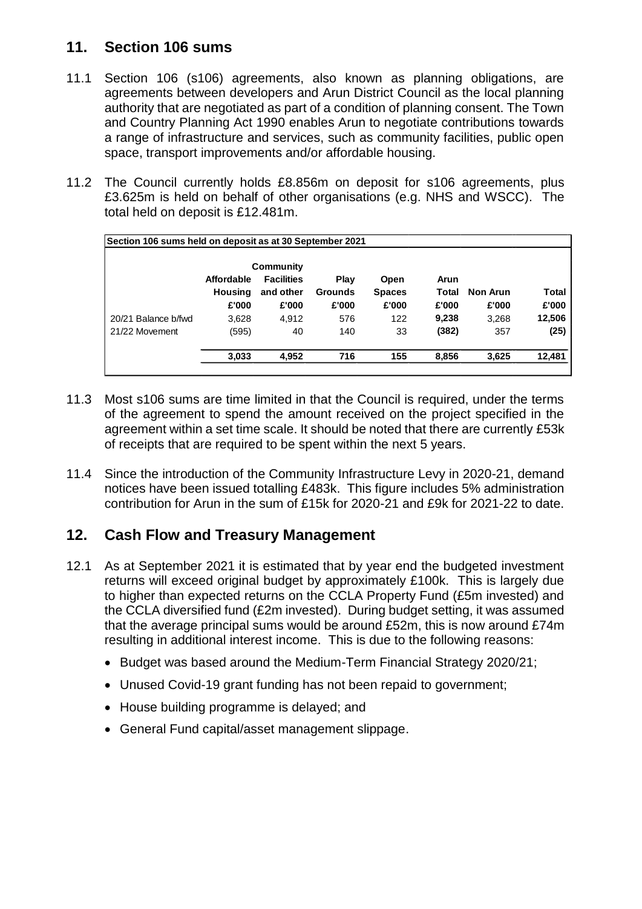## 11. Section 106 sums

11.1 Section 106 (s106) agreements, also known as planning obligations, are agreements between developers and Arun District Council as the local planning authority that are negotiated as part of a condition of planning consent. The Town and Country Planning Act 1990 enables Arun to negotiate contributions towards a range of infrastructure and services, such as community facilities, public open space, transport improvements and/or affordable housing.

11.2 The Council currently holds £8.856m on deposit for s106 agreements, plus £3.625m is held on behalf of other organisations (e.g. NHS and WSCC). The total held on deposit is £12.481m.

**Section 106 sums held on deposit as at 30 September 2021**

| | Affordable Housing £'000 | Community Facilities and other £'000 | Play Grounds £'000 | Open Spaces £'000 | Arun Total £'000 | Non Arun £'000 | Total £'000 |
|---|---|---|---|---|---|---|---|
| 20/21 Balance b/fwd | 3,628 | 4,912 | 576 | 122 | **9,238** | 3,268 | **12,506** |
| 21/22 Movement | (595) | 40 | 140 | 33 | **(382)** | 357 | **(25)** |
| | **3,033** | **4,952** | **716** | **155** | **8,856** | **3,625** | **12,481** |

11.3 Most s106 sums are time limited in that the Council is required, under the terms of the agreement to spend the amount received on the project specified in the agreement within a set time scale. It should be noted that there are currently £53k of receipts that are required to be spent within the next 5 years.

11.4 Since the introduction of the Community Infrastructure Levy in 2020-21, demand notices have been issued totalling £483k. This figure includes 5% administration contribution for Arun in the sum of £15k for 2020-21 and £9k for 2021-22 to date.

## 12. Cash Flow and Treasury Management

12.1 As at September 2021 it is estimated that by year end the budgeted investment returns will exceed original budget by approximately £100k. This is largely due to higher than expected returns on the CCLA Property Fund (£5m invested) and the CCLA diversified fund (£2m invested). During budget setting, it was assumed that the average principal sums would be around £52m, this is now around £74m resulting in additional interest income. This is due to the following reasons:

- Budget was based around the Medium-Term Financial Strategy 2020/21;
- Unused Covid-19 grant funding has not been repaid to government;
- House building programme is delayed; and
- General Fund capital/asset management slippage.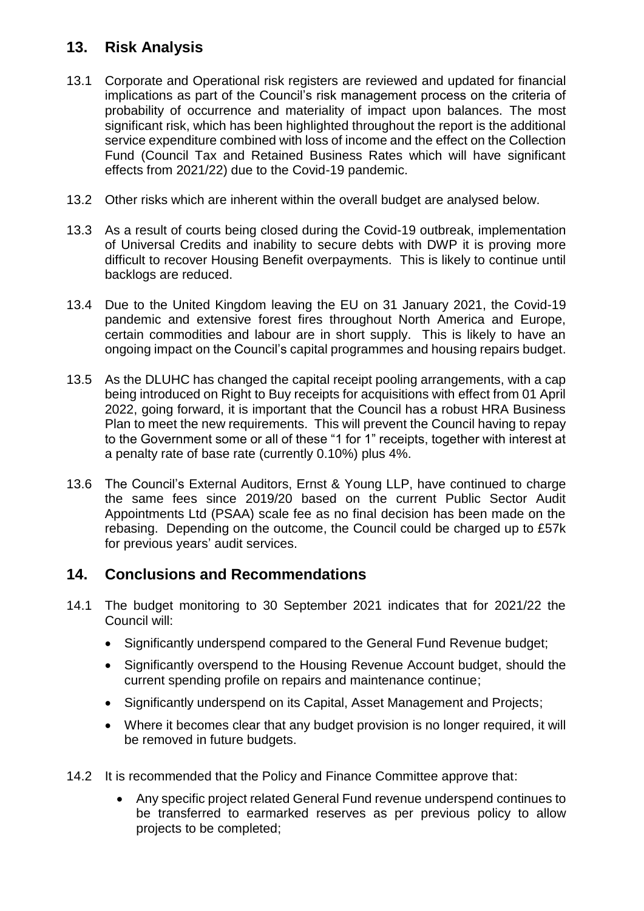## 13. Risk Analysis

13.1 Corporate and Operational risk registers are reviewed and updated for financial implications as part of the Council's risk management process on the criteria of probability of occurrence and materiality of impact upon balances. The most significant risk, which has been highlighted throughout the report is the additional service expenditure combined with loss of income and the effect on the Collection Fund (Council Tax and Retained Business Rates which will have significant effects from 2021/22) due to the Covid-19 pandemic.

13.2 Other risks which are inherent within the overall budget are analysed below.

13.3 As a result of courts being closed during the Covid-19 outbreak, implementation of Universal Credits and inability to secure debts with DWP it is proving more difficult to recover Housing Benefit overpayments. This is likely to continue until backlogs are reduced.

13.4 Due to the United Kingdom leaving the EU on 31 January 2021, the Covid-19 pandemic and extensive forest fires throughout North America and Europe, certain commodities and labour are in short supply. This is likely to have an ongoing impact on the Council's capital programmes and housing repairs budget.

13.5 As the DLUHC has changed the capital receipt pooling arrangements, with a cap being introduced on Right to Buy receipts for acquisitions with effect from 01 April 2022, going forward, it is important that the Council has a robust HRA Business Plan to meet the new requirements. This will prevent the Council having to repay to the Government some or all of these "1 for 1" receipts, together with interest at a penalty rate of base rate (currently 0.10%) plus 4%.

13.6 The Council's External Auditors, Ernst & Young LLP, have continued to charge the same fees since 2019/20 based on the current Public Sector Audit Appointments Ltd (PSAA) scale fee as no final decision has been made on the rebasing. Depending on the outcome, the Council could be charged up to £57k for previous years' audit services.

## 14. Conclusions and Recommendations

14.1 The budget monitoring to 30 September 2021 indicates that for 2021/22 the Council will:

- Significantly underspend compared to the General Fund Revenue budget;
- Significantly overspend to the Housing Revenue Account budget, should the current spending profile on repairs and maintenance continue;
- Significantly underspend on its Capital, Asset Management and Projects;
- Where it becomes clear that any budget provision is no longer required, it will be removed in future budgets.

14.2 It is recommended that the Policy and Finance Committee approve that:

- Any specific project related General Fund revenue underspend continues to be transferred to earmarked reserves as per previous policy to allow projects to be completed;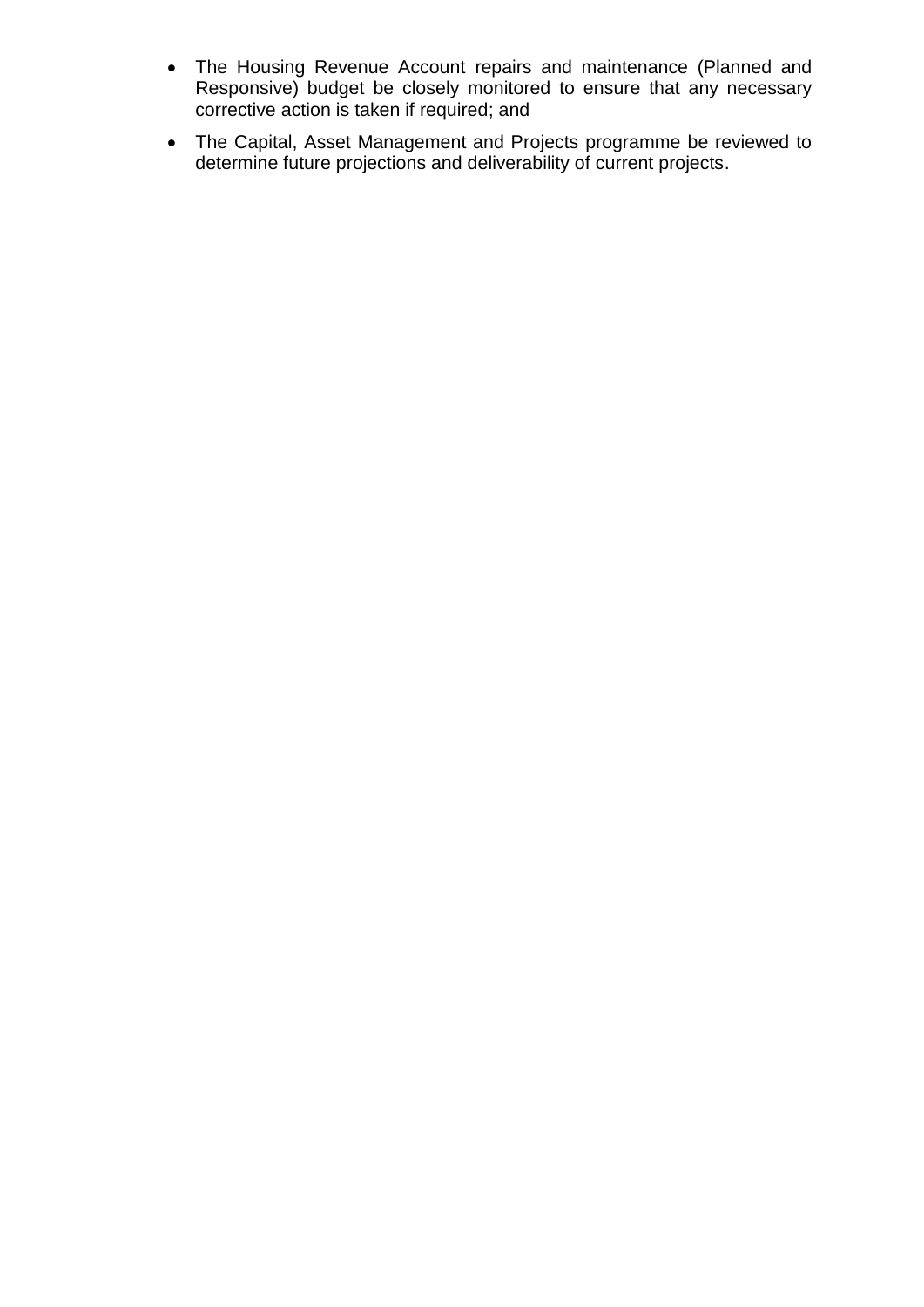- The Housing Revenue Account repairs and maintenance (Planned and Responsive) budget be closely monitored to ensure that any necessary corrective action is taken if required; and
- The Capital, Asset Management and Projects programme be reviewed to determine future projections and deliverability of current projects.